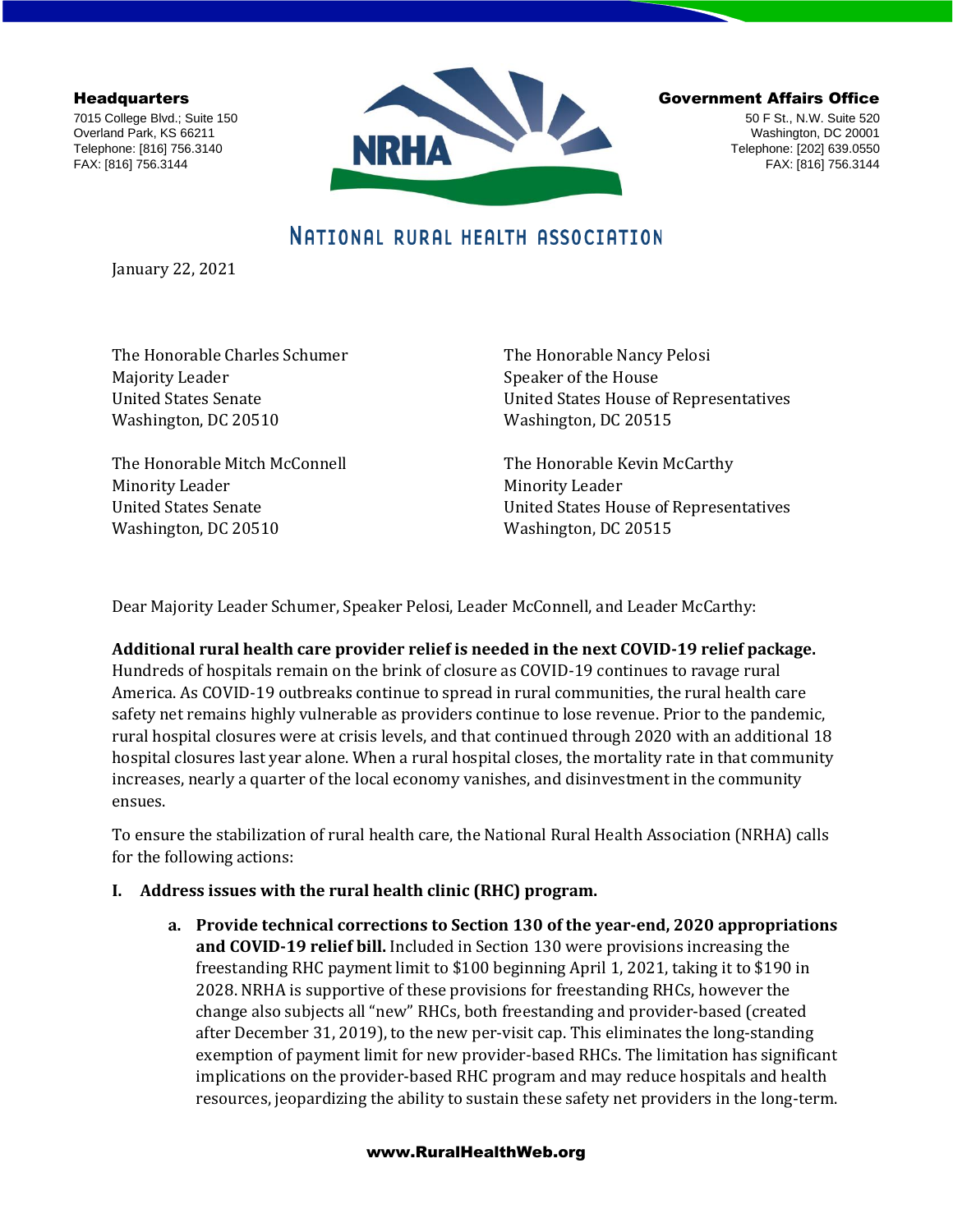**Headquarters**
7015 College Blvd.; Suite 150
Overland Park, KS 66211
Telephone: [816] 756.3140
FAX: [816] 756.3144

**Government Affairs Office**
50 F St., N.W. Suite 520
Washington, DC 20001
Telephone: [202] 639.0550
FAX: [816] 756.3144

NRHA

NATIONAL RURAL HEALTH ASSOCIATION

January 22, 2021

The Honorable Charles Schumer
Majority Leader
United States Senate
Washington, DC 20510

The Honorable Mitch McConnell
Minority Leader
United States Senate
Washington, DC 20510

The Honorable Nancy Pelosi
Speaker of the House
United States House of Representatives
Washington, DC 20515

The Honorable Kevin McCarthy
Minority Leader
United States House of Representatives
Washington, DC 20515

Dear Majority Leader Schumer, Speaker Pelosi, Leader McConnell, and Leader McCarthy:

**Additional rural health care provider relief is needed in the next COVID-19 relief package.** Hundreds of hospitals remain on the brink of closure as COVID-19 continues to ravage rural America. As COVID-19 outbreaks continue to spread in rural communities, the rural health care safety net remains highly vulnerable as providers continue to lose revenue. Prior to the pandemic, rural hospital closures were at crisis levels, and that continued through 2020 with an additional 18 hospital closures last year alone. When a rural hospital closes, the mortality rate in that community increases, nearly a quarter of the local economy vanishes, and disinvestment in the community ensues.

To ensure the stabilization of rural health care, the National Rural Health Association (NRHA) calls for the following actions:

**I. Address issues with the rural health clinic (RHC) program.**

**a. Provide technical corrections to Section 130 of the year-end, 2020 appropriations and COVID-19 relief bill.** Included in Section 130 were provisions increasing the freestanding RHC payment limit to $100 beginning April 1, 2021, taking it to $190 in 2028. NRHA is supportive of these provisions for freestanding RHCs, however the change also subjects all "new" RHCs, both freestanding and provider-based (created after December 31, 2019), to the new per-visit cap. This eliminates the long-standing exemption of payment limit for new provider-based RHCs. The limitation has significant implications on the provider-based RHC program and may reduce hospitals and health resources, jeopardizing the ability to sustain these safety net providers in the long-term.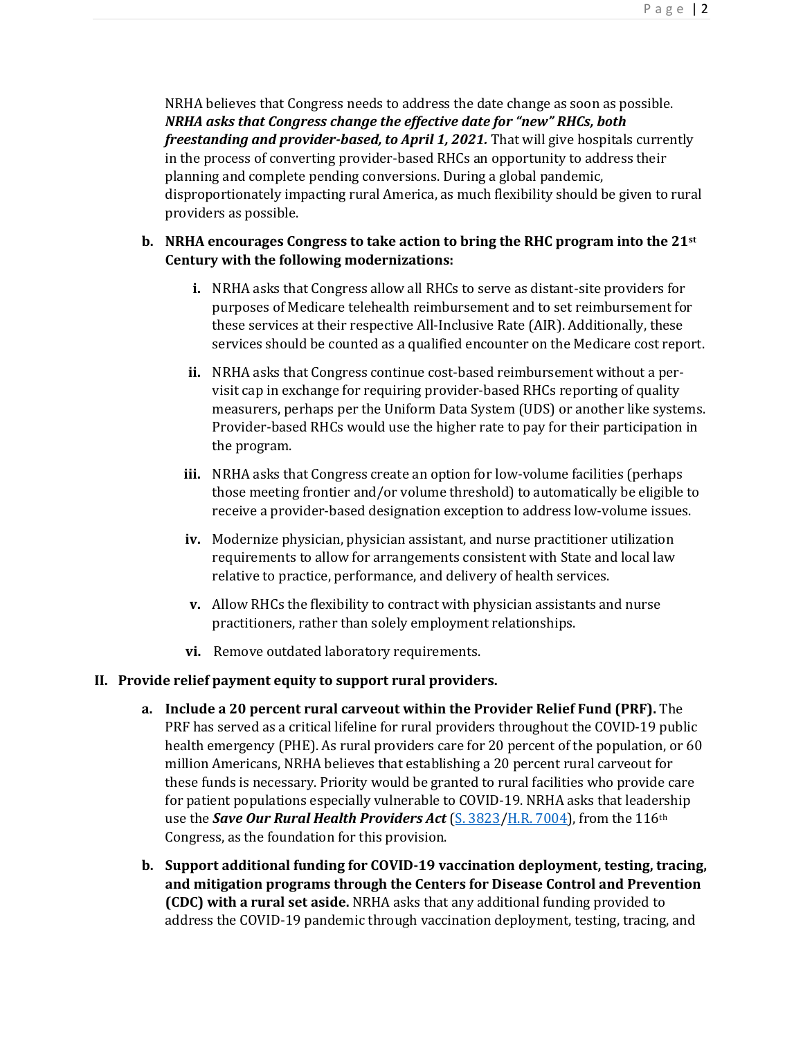NRHA believes that Congress needs to address the date change as soon as possible. ***NRHA asks that Congress change the effective date for "new" RHCs, both freestanding and provider-based, to April 1, 2021.*** That will give hospitals currently in the process of converting provider-based RHCs an opportunity to address their planning and complete pending conversions. During a global pandemic, disproportionately impacting rural America, as much flexibility should be given to rural providers as possible.

b. **NRHA encourages Congress to take action to bring the RHC program into the 21st Century with the following modernizations:**

   i. NRHA asks that Congress allow all RHCs to serve as distant-site providers for purposes of Medicare telehealth reimbursement and to set reimbursement for these services at their respective All-Inclusive Rate (AIR). Additionally, these services should be counted as a qualified encounter on the Medicare cost report.

   ii. NRHA asks that Congress continue cost-based reimbursement without a per-visit cap in exchange for requiring provider-based RHCs reporting of quality measurers, perhaps per the Uniform Data System (UDS) or another like systems. Provider-based RHCs would use the higher rate to pay for their participation in the program.

   iii. NRHA asks that Congress create an option for low-volume facilities (perhaps those meeting frontier and/or volume threshold) to automatically be eligible to receive a provider-based designation exception to address low-volume issues.

   iv. Modernize physician, physician assistant, and nurse practitioner utilization requirements to allow for arrangements consistent with State and local law relative to practice, performance, and delivery of health services.

   v. Allow RHCs the flexibility to contract with physician assistants and nurse practitioners, rather than solely employment relationships.

   vi. Remove outdated laboratory requirements.

## II. Provide relief payment equity to support rural providers.

a. **Include a 20 percent rural carveout within the Provider Relief Fund (PRF).** The PRF has served as a critical lifeline for rural providers throughout the COVID-19 public health emergency (PHE). As rural providers care for 20 percent of the population, or 60 million Americans, NRHA believes that establishing a 20 percent rural carveout for these funds is necessary. Priority would be granted to rural facilities who provide care for patient populations especially vulnerable to COVID-19. NRHA asks that leadership use the ***Save Our Rural Health Providers Act*** (S. 3823/H.R. 7004), from the 116th Congress, as the foundation for this provision.

b. **Support additional funding for COVID-19 vaccination deployment, testing, tracing, and mitigation programs through the Centers for Disease Control and Prevention (CDC) with a rural set aside.** NRHA asks that any additional funding provided to address the COVID-19 pandemic through vaccination deployment, testing, tracing, and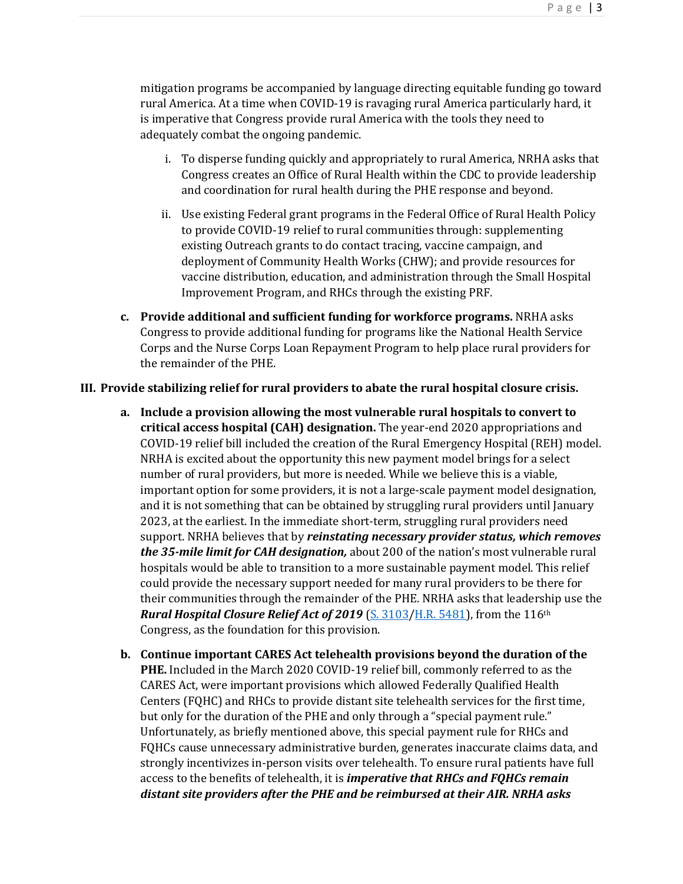mitigation programs be accompanied by language directing equitable funding go toward rural America. At a time when COVID-19 is ravaging rural America particularly hard, it is imperative that Congress provide rural America with the tools they need to adequately combat the ongoing pandemic.

   i. To disperse funding quickly and appropriately to rural America, NRHA asks that Congress creates an Office of Rural Health within the CDC to provide leadership and coordination for rural health during the PHE response and beyond.

   ii. Use existing Federal grant programs in the Federal Office of Rural Health Policy to provide COVID-19 relief to rural communities through: supplementing existing Outreach grants to do contact tracing, vaccine campaign, and deployment of Community Health Works (CHW); and provide resources for vaccine distribution, education, and administration through the Small Hospital Improvement Program, and RHCs through the existing PRF.

c. **Provide additional and sufficient funding for workforce programs.** NRHA asks Congress to provide additional funding for programs like the National Health Service Corps and the Nurse Corps Loan Repayment Program to help place rural providers for the remainder of the PHE.

**III. Provide stabilizing relief for rural providers to abate the rural hospital closure crisis.**

a. **Include a provision allowing the most vulnerable rural hospitals to convert to critical access hospital (CAH) designation.** The year-end 2020 appropriations and COVID-19 relief bill included the creation of the Rural Emergency Hospital (REH) model. NRHA is excited about the opportunity this new payment model brings for a select number of rural providers, but more is needed. While we believe this is a viable, important option for some providers, it is not a large-scale payment model designation, and it is not something that can be obtained by struggling rural providers until January 2023, at the earliest. In the immediate short-term, struggling rural providers need support. NRHA believes that by ***reinstating necessary provider status, which removes the 35-mile limit for CAH designation,*** about 200 of the nation's most vulnerable rural hospitals would be able to transition to a more sustainable payment model. This relief could provide the necessary support needed for many rural providers to be there for their communities through the remainder of the PHE. NRHA asks that leadership use the ***Rural Hospital Closure Relief Act of 2019*** (S. 3103/H.R. 5481), from the 116th Congress, as the foundation for this provision.

b. **Continue important CARES Act telehealth provisions beyond the duration of the PHE.** Included in the March 2020 COVID-19 relief bill, commonly referred to as the CARES Act, were important provisions which allowed Federally Qualified Health Centers (FQHC) and RHCs to provide distant site telehealth services for the first time, but only for the duration of the PHE and only through a "special payment rule." Unfortunately, as briefly mentioned above, this special payment rule for RHCs and FQHCs cause unnecessary administrative burden, generates inaccurate claims data, and strongly incentivizes in-person visits over telehealth. To ensure rural patients have full access to the benefits of telehealth, it is ***imperative that RHCs and FQHCs remain distant site providers after the PHE and be reimbursed at their AIR. NRHA asks***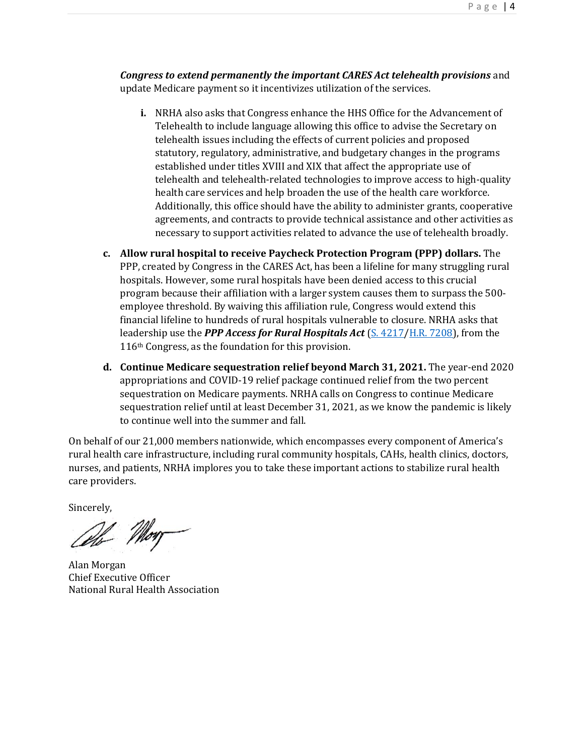***Congress to extend permanently the important CARES Act telehealth provisions*** and update Medicare payment so it incentivizes utilization of the services.

   **i.** NRHA also asks that Congress enhance the HHS Office for the Advancement of Telehealth to include language allowing this office to advise the Secretary on telehealth issues including the effects of current policies and proposed statutory, regulatory, administrative, and budgetary changes in the programs established under titles XVIII and XIX that affect the appropriate use of telehealth and telehealth-related technologies to improve access to high-quality health care services and help broaden the use of the health care workforce. Additionally, this office should have the ability to administer grants, cooperative agreements, and contracts to provide technical assistance and other activities as necessary to support activities related to advance the use of telehealth broadly.

**c. Allow rural hospital to receive Paycheck Protection Program (PPP) dollars.** The PPP, created by Congress in the CARES Act, has been a lifeline for many struggling rural hospitals. However, some rural hospitals have been denied access to this crucial program because their affiliation with a larger system causes them to surpass the 500-employee threshold. By waiving this affiliation rule, Congress would extend this financial lifeline to hundreds of rural hospitals vulnerable to closure. NRHA asks that leadership use the ***PPP Access for Rural Hospitals Act*** (S. 4217/H.R. 7208), from the 116th Congress, as the foundation for this provision.

**d. Continue Medicare sequestration relief beyond March 31, 2021.** The year-end 2020 appropriations and COVID-19 relief package continued relief from the two percent sequestration on Medicare payments. NRHA calls on Congress to continue Medicare sequestration relief until at least December 31, 2021, as we know the pandemic is likely to continue well into the summer and fall.

On behalf of our 21,000 members nationwide, which encompasses every component of America's rural health care infrastructure, including rural community hospitals, CAHs, health clinics, doctors, nurses, and patients, NRHA implores you to take these important actions to stabilize rural health care providers.

Sincerely,

Alan Morgan
Chief Executive Officer
National Rural Health Association